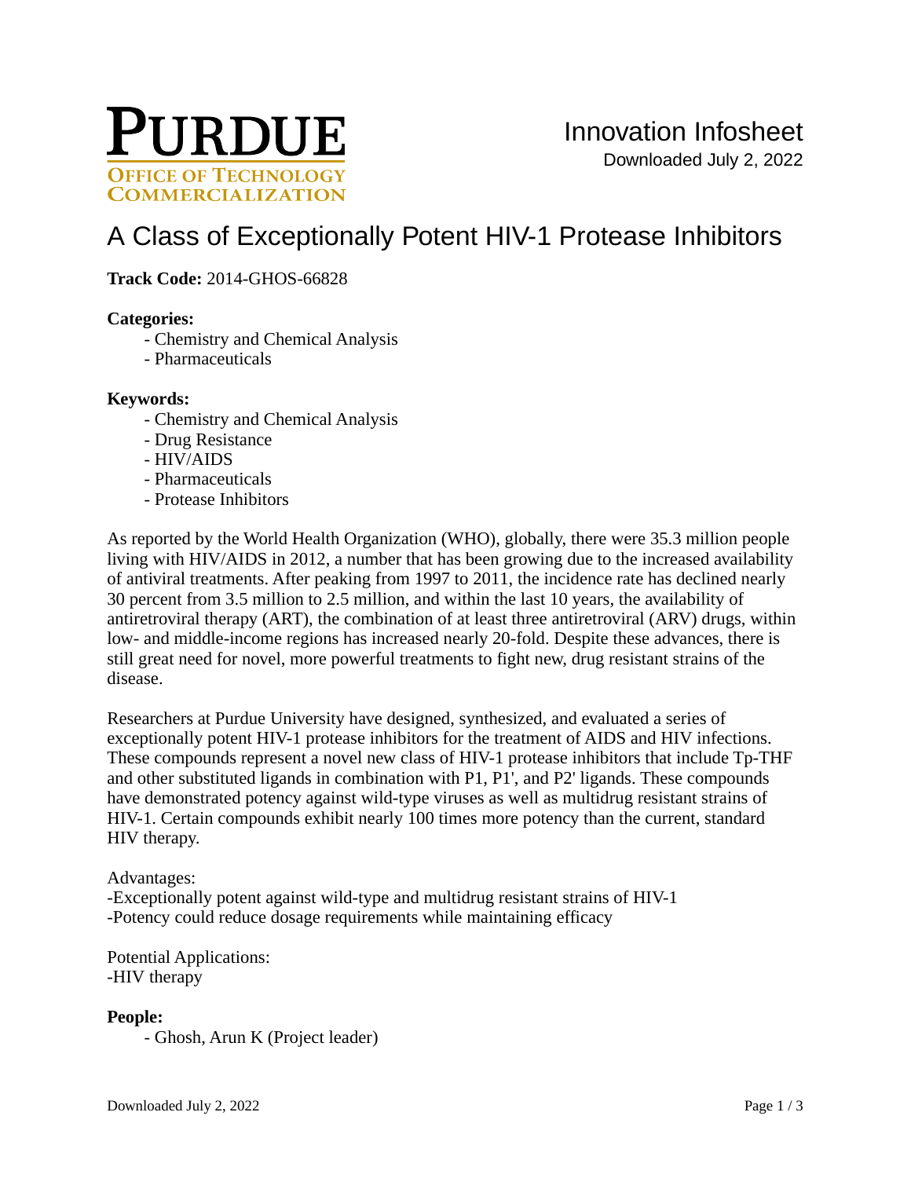PURDUE
OFFICE OF TECHNOLOGY COMMERCIALIZATION

Innovation Infosheet
Downloaded July 2, 2022

# A Class of Exceptionally Potent HIV-1 Protease Inhibitors

**Track Code:** 2014-GHOS-66828

**Categories:**
- Chemistry and Chemical Analysis
- Pharmaceuticals

**Keywords:**
- Chemistry and Chemical Analysis
- Drug Resistance
- HIV/AIDS
- Pharmaceuticals
- Protease Inhibitors

As reported by the World Health Organization (WHO), globally, there were 35.3 million people living with HIV/AIDS in 2012, a number that has been growing due to the increased availability of antiviral treatments. After peaking from 1997 to 2011, the incidence rate has declined nearly 30 percent from 3.5 million to 2.5 million, and within the last 10 years, the availability of antiretroviral therapy (ART), the combination of at least three antiretroviral (ARV) drugs, within low- and middle-income regions has increased nearly 20-fold. Despite these advances, there is still great need for novel, more powerful treatments to fight new, drug resistant strains of the disease.

Researchers at Purdue University have designed, synthesized, and evaluated a series of exceptionally potent HIV-1 protease inhibitors for the treatment of AIDS and HIV infections. These compounds represent a novel new class of HIV-1 protease inhibitors that include Tp-THF and other substituted ligands in combination with P1, P1', and P2' ligands. These compounds have demonstrated potency against wild-type viruses as well as multidrug resistant strains of HIV-1. Certain compounds exhibit nearly 100 times more potency than the current, standard HIV therapy.

Advantages:
-Exceptionally potent against wild-type and multidrug resistant strains of HIV-1
-Potency could reduce dosage requirements while maintaining efficacy

Potential Applications:
-HIV therapy

**People:**
- Ghosh, Arun K (Project leader)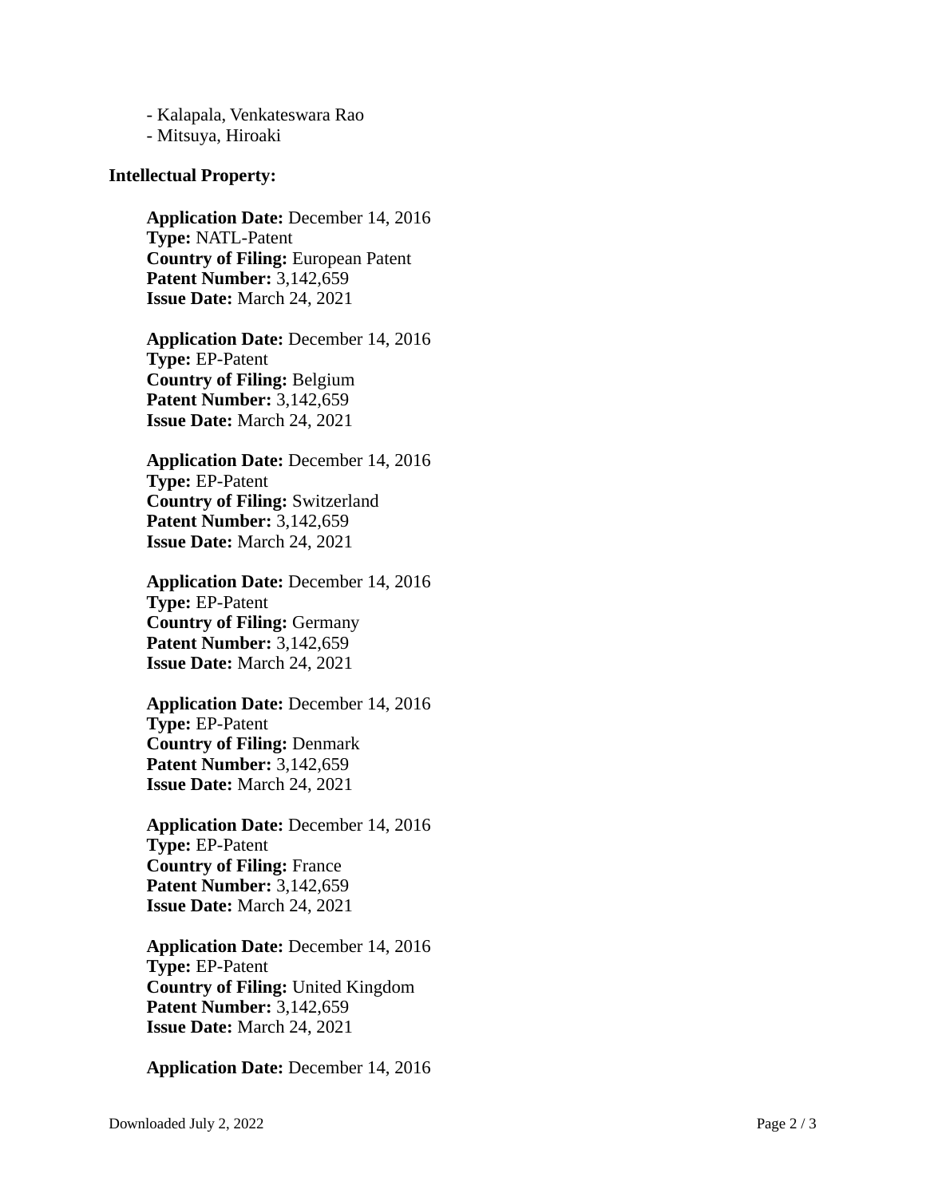- Kalapala, Venkateswara Rao
- Mitsuya, Hiroaki

**Intellectual Property:**

**Application Date:** December 14, 2016
**Type:** NATL-Patent
**Country of Filing:** European Patent
**Patent Number:** 3,142,659
**Issue Date:** March 24, 2021

**Application Date:** December 14, 2016
**Type:** EP-Patent
**Country of Filing:** Belgium
**Patent Number:** 3,142,659
**Issue Date:** March 24, 2021

**Application Date:** December 14, 2016
**Type:** EP-Patent
**Country of Filing:** Switzerland
**Patent Number:** 3,142,659
**Issue Date:** March 24, 2021

**Application Date:** December 14, 2016
**Type:** EP-Patent
**Country of Filing:** Germany
**Patent Number:** 3,142,659
**Issue Date:** March 24, 2021

**Application Date:** December 14, 2016
**Type:** EP-Patent
**Country of Filing:** Denmark
**Patent Number:** 3,142,659
**Issue Date:** March 24, 2021

**Application Date:** December 14, 2016
**Type:** EP-Patent
**Country of Filing:** France
**Patent Number:** 3,142,659
**Issue Date:** March 24, 2021

**Application Date:** December 14, 2016
**Type:** EP-Patent
**Country of Filing:** United Kingdom
**Patent Number:** 3,142,659
**Issue Date:** March 24, 2021

**Application Date:** December 14, 2016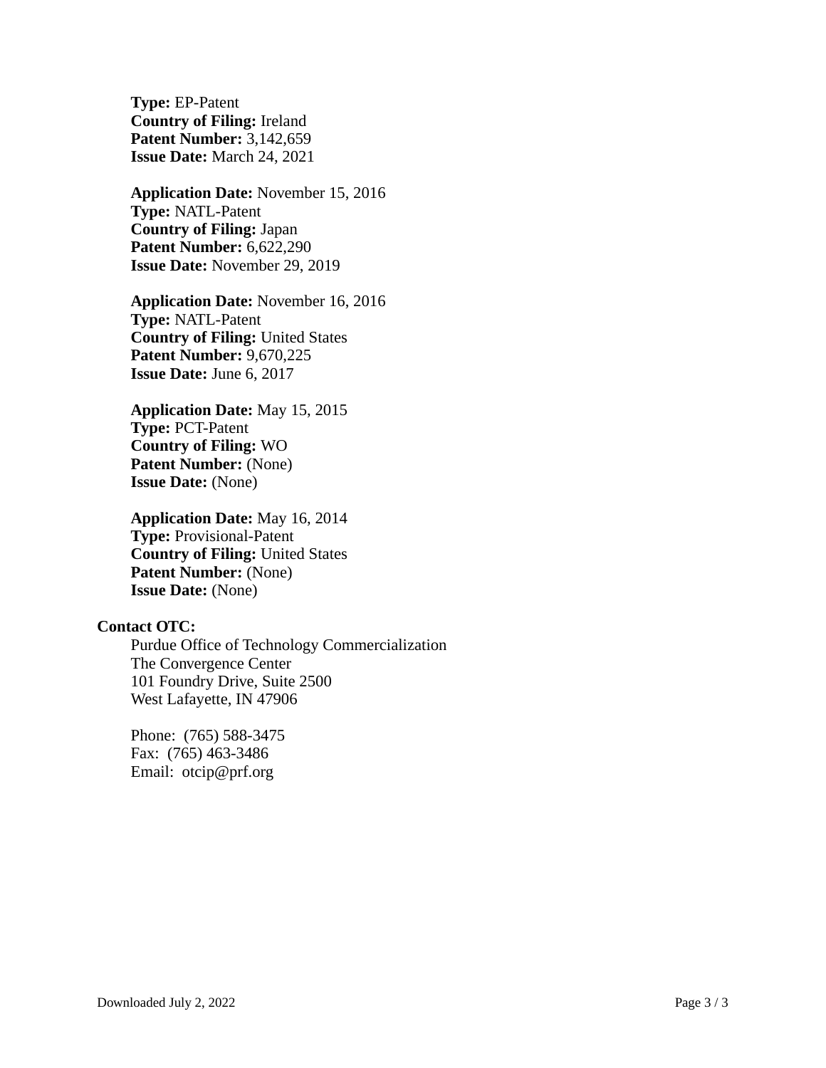**Type:** EP-Patent
**Country of Filing:** Ireland
**Patent Number:** 3,142,659
**Issue Date:** March 24, 2021

**Application Date:** November 15, 2016
**Type:** NATL-Patent
**Country of Filing:** Japan
**Patent Number:** 6,622,290
**Issue Date:** November 29, 2019

**Application Date:** November 16, 2016
**Type:** NATL-Patent
**Country of Filing:** United States
**Patent Number:** 9,670,225
**Issue Date:** June 6, 2017

**Application Date:** May 15, 2015
**Type:** PCT-Patent
**Country of Filing:** WO
**Patent Number:** (None)
**Issue Date:** (None)

**Application Date:** May 16, 2014
**Type:** Provisional-Patent
**Country of Filing:** United States
**Patent Number:** (None)
**Issue Date:** (None)

**Contact OTC:**

Purdue Office of Technology Commercialization
The Convergence Center
101 Foundry Drive, Suite 2500
West Lafayette, IN 47906

Phone: (765) 588-3475
Fax: (765) 463-3486
Email: otcip@prf.org

Downloaded July 2, 2022